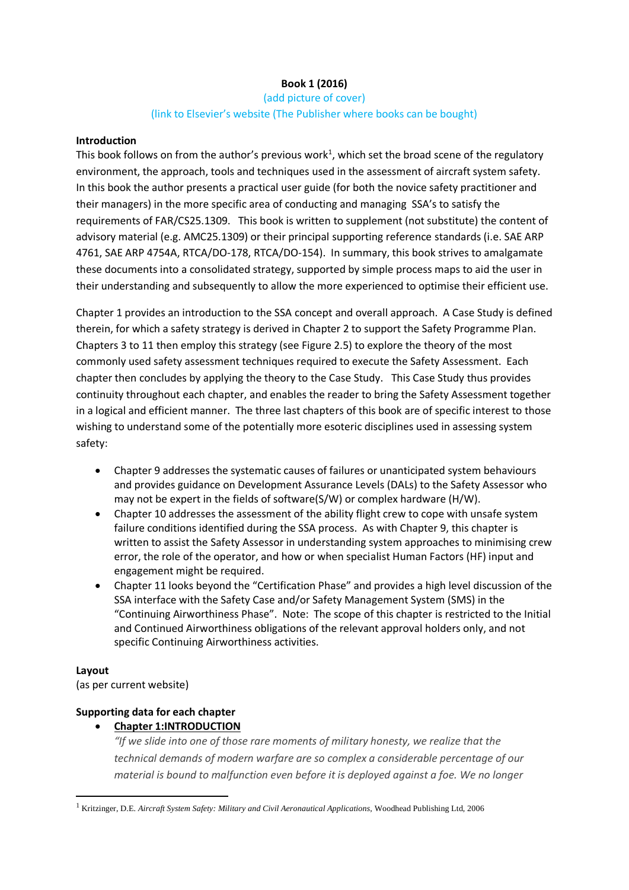**Book 1 (2016)**

(add picture of cover)

(link to Elsevier's website (The Publisher where books can be bought)

**Introduction**

This book follows on from the author's previous work[1], which set the broad scene of the regulatory environment, the approach, tools and techniques used in the assessment of aircraft system safety. In this book the author presents a practical user guide (for both the novice safety practitioner and their managers) in the more specific area of conducting and managing SSA's to satisfy the requirements of FAR/CS25.1309. This book is written to supplement (not substitute) the content of advisory material (e.g. AMC25.1309) or their principal supporting reference standards (i.e. SAE ARP 4761, SAE ARP 4754A, RTCA/DO-178, RTCA/DO-154). In summary, this book strives to amalgamate these documents into a consolidated strategy, supported by simple process maps to aid the user in their understanding and subsequently to allow the more experienced to optimise their efficient use.

Chapter 1 provides an introduction to the SSA concept and overall approach. A Case Study is defined therein, for which a safety strategy is derived in Chapter 2 to support the Safety Programme Plan. Chapters 3 to 11 then employ this strategy (see Figure 2.5) to explore the theory of the most commonly used safety assessment techniques required to execute the Safety Assessment. Each chapter then concludes by applying the theory to the Case Study. This Case Study thus provides continuity throughout each chapter, and enables the reader to bring the Safety Assessment together in a logical and efficient manner. The three last chapters of this book are of specific interest to those wishing to understand some of the potentially more esoteric disciplines used in assessing system safety:

- Chapter 9 addresses the systematic causes of failures or unanticipated system behaviours and provides guidance on Development Assurance Levels (DALs) to the Safety Assessor who may not be expert in the fields of software(S/W) or complex hardware (H/W).
- Chapter 10 addresses the assessment of the ability flight crew to cope with unsafe system failure conditions identified during the SSA process. As with Chapter 9, this chapter is written to assist the Safety Assessor in understanding system approaches to minimising crew error, the role of the operator, and how or when specialist Human Factors (HF) input and engagement might be required.
- Chapter 11 looks beyond the "Certification Phase" and provides a high level discussion of the SSA interface with the Safety Case and/or Safety Management System (SMS) in the "Continuing Airworthiness Phase". Note: The scope of this chapter is restricted to the Initial and Continued Airworthiness obligations of the relevant approval holders only, and not specific Continuing Airworthiness activities.

**Layout**

(as per current website)

**Supporting data for each chapter**

- **Chapter 1:INTRODUCTION**

  *"If we slide into one of those rare moments of military honesty, we realize that the technical demands of modern warfare are so complex a considerable percentage of our material is bound to malfunction even before it is deployed against a foe. We no longer*

[1] Kritzinger, D.E. *Aircraft System Safety: Military and Civil Aeronautical Applications*, Woodhead Publishing Ltd, 2006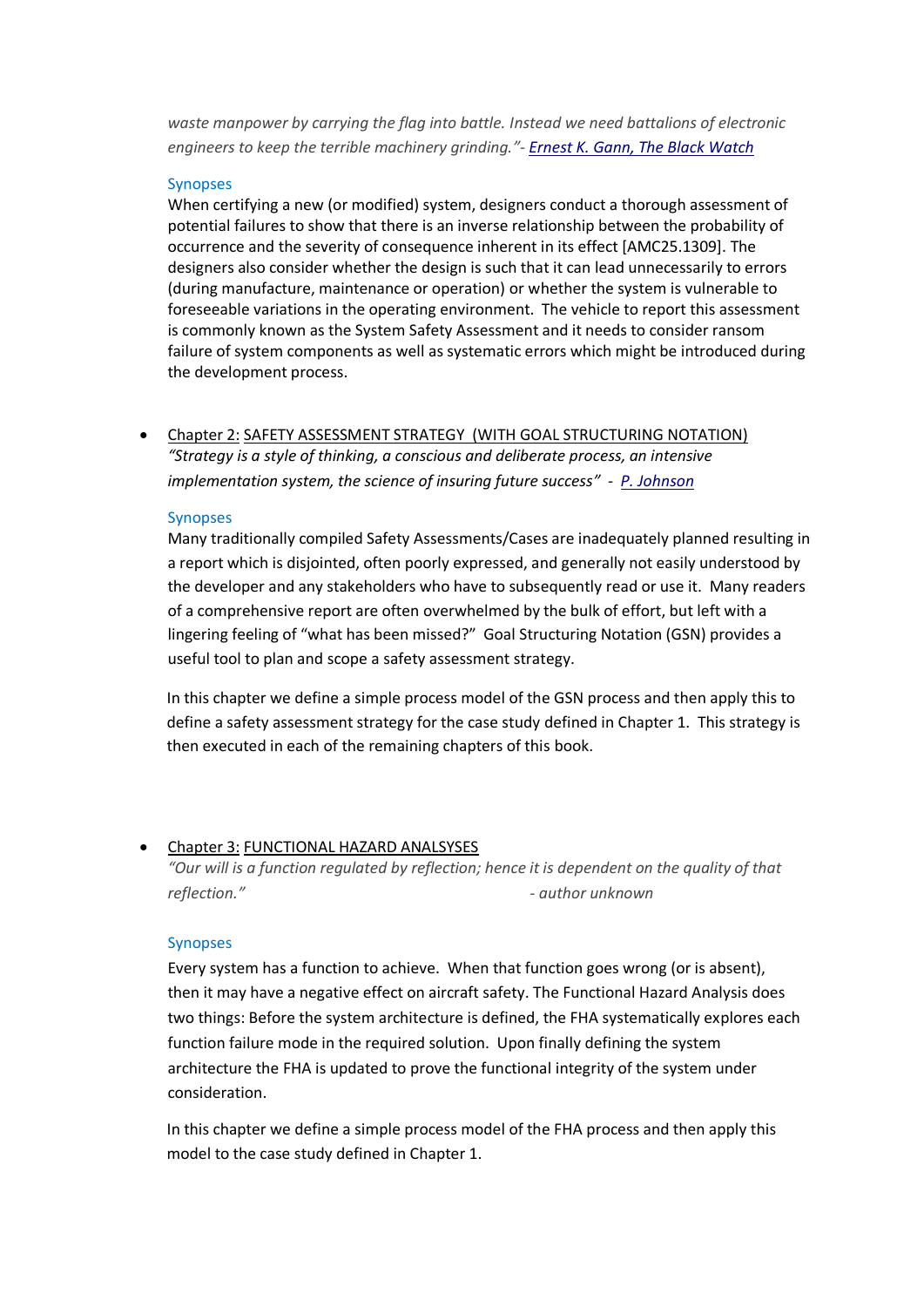*waste manpower by carrying the flag into battle. Instead we need battalions of electronic engineers to keep the terrible machinery grinding."- [Ernest K. Gann, The Black Watch]*

Synopses

When certifying a new (or modified) system, designers conduct a thorough assessment of potential failures to show that there is an inverse relationship between the probability of occurrence and the severity of consequence inherent in its effect [AMC25.1309]. The designers also consider whether the design is such that it can lead unnecessarily to errors (during manufacture, maintenance or operation) or whether the system is vulnerable to foreseeable variations in the operating environment. The vehicle to report this assessment is commonly known as the System Safety Assessment and it needs to consider ransom failure of system components as well as systematic errors which might be introduced during the development process.

- Chapter 2: SAFETY ASSESSMENT STRATEGY (WITH GOAL STRUCTURING NOTATION)

  *"Strategy is a style of thinking, a conscious and deliberate process, an intensive implementation system, the science of insuring future success" - [P. Johnson]*

  Synopses

  Many traditionally compiled Safety Assessments/Cases are inadequately planned resulting in a report which is disjointed, often poorly expressed, and generally not easily understood by the developer and any stakeholders who have to subsequently read or use it. Many readers of a comprehensive report are often overwhelmed by the bulk of effort, but left with a lingering feeling of "what has been missed?" Goal Structuring Notation (GSN) provides a useful tool to plan and scope a safety assessment strategy.

  In this chapter we define a simple process model of the GSN process and then apply this to define a safety assessment strategy for the case study defined in Chapter 1. This strategy is then executed in each of the remaining chapters of this book.

- Chapter 3: FUNCTIONAL HAZARD ANALSYSES

  *"Our will is a function regulated by reflection; hence it is dependent on the quality of that reflection." - author unknown*

  Synopses

  Every system has a function to achieve. When that function goes wrong (or is absent), then it may have a negative effect on aircraft safety. The Functional Hazard Analysis does two things: Before the system architecture is defined, the FHA systematically explores each function failure mode in the required solution. Upon finally defining the system architecture the FHA is updated to prove the functional integrity of the system under consideration.

  In this chapter we define a simple process model of the FHA process and then apply this model to the case study defined in Chapter 1.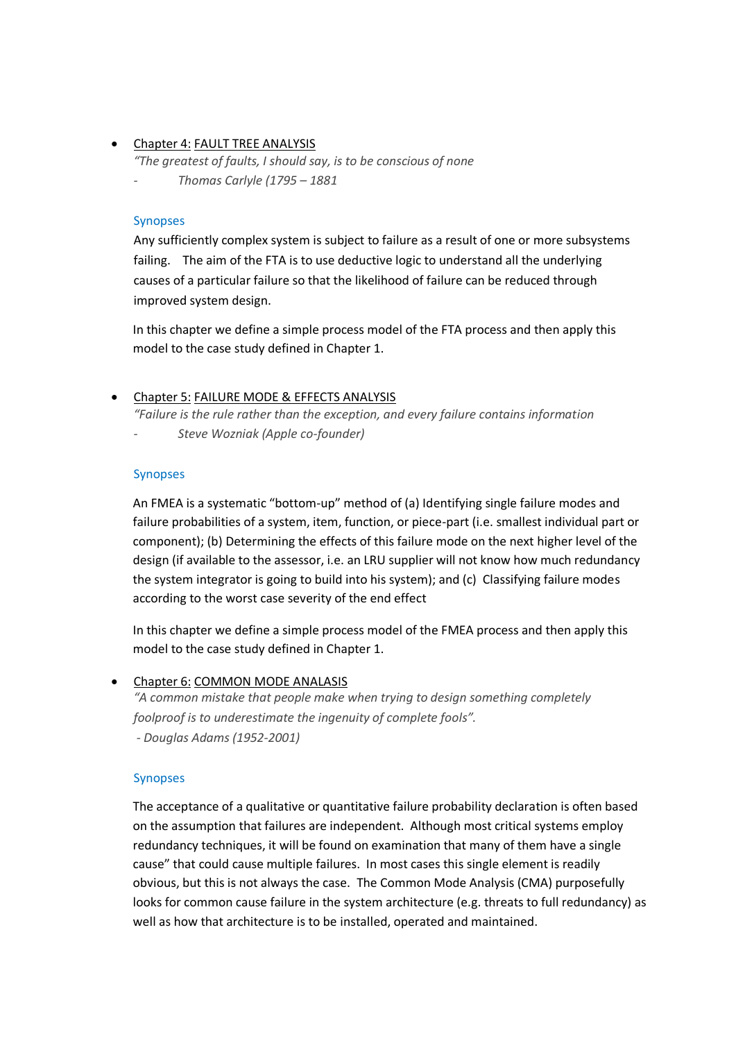- <u>Chapter 4:</u> <u>FAULT TREE ANALYSIS</u>

  *"The greatest of faults, I should say, is to be conscious of none*

  - *Thomas Carlyle (1795 – 1881*

  Synopses

  Any sufficiently complex system is subject to failure as a result of one or more subsystems failing. The aim of the FTA is to use deductive logic to understand all the underlying causes of a particular failure so that the likelihood of failure can be reduced through improved system design.

  In this chapter we define a simple process model of the FTA process and then apply this model to the case study defined in Chapter 1.

- <u>Chapter 5:</u> <u>FAILURE MODE & EFFECTS ANALYSIS</u>

  *"Failure is the rule rather than the exception, and every failure contains information*

  - *Steve Wozniak (Apple co-founder)*

  Synopses

  An FMEA is a systematic "bottom-up" method of (a) Identifying single failure modes and failure probabilities of a system, item, function, or piece-part (i.e. smallest individual part or component); (b) Determining the effects of this failure mode on the next higher level of the design (if available to the assessor, i.e. an LRU supplier will not know how much redundancy the system integrator is going to build into his system); and (c) Classifying failure modes according to the worst case severity of the end effect

  In this chapter we define a simple process model of the FMEA process and then apply this model to the case study defined in Chapter 1.

- <u>Chapter 6:</u> <u>COMMON MODE ANALASIS</u>

  *"A common mistake that people make when trying to design something completely foolproof is to underestimate the ingenuity of complete fools".*

  *- Douglas Adams (1952-2001)*

  Synopses

  The acceptance of a qualitative or quantitative failure probability declaration is often based on the assumption that failures are independent. Although most critical systems employ redundancy techniques, it will be found on examination that many of them have a single cause" that could cause multiple failures. In most cases this single element is readily obvious, but this is not always the case. The Common Mode Analysis (CMA) purposefully looks for common cause failure in the system architecture (e.g. threats to full redundancy) as well as how that architecture is to be installed, operated and maintained.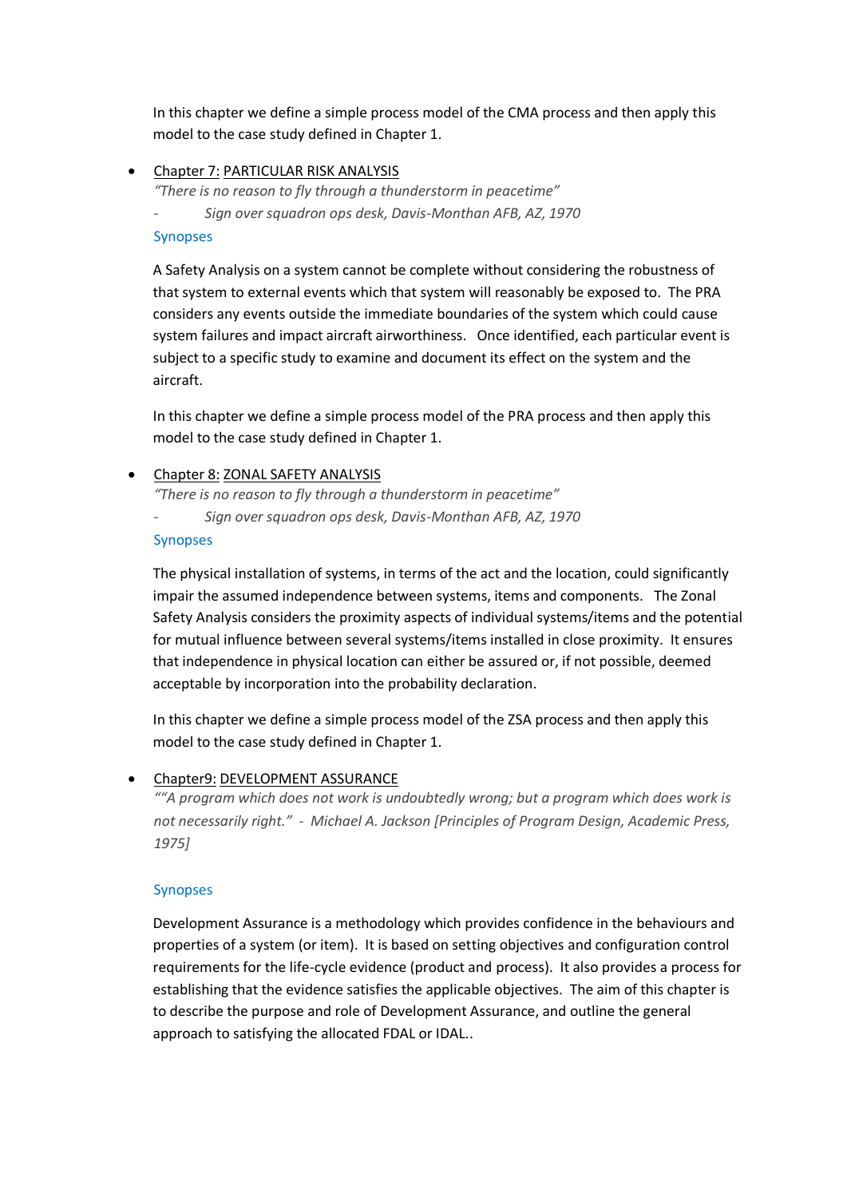In this chapter we define a simple process model of the CMA process and then apply this model to the case study defined in Chapter 1.

- Chapter 7: PARTICULAR RISK ANALYSIS

  *"There is no reason to fly through a thunderstorm in peacetime"*

  *- Sign over squadron ops desk, Davis-Monthan AFB, AZ, 1970*

  Synopses

  A Safety Analysis on a system cannot be complete without considering the robustness of that system to external events which that system will reasonably be exposed to. The PRA considers any events outside the immediate boundaries of the system which could cause system failures and impact aircraft airworthiness. Once identified, each particular event is subject to a specific study to examine and document its effect on the system and the aircraft.

  In this chapter we define a simple process model of the PRA process and then apply this model to the case study defined in Chapter 1.

- Chapter 8: ZONAL SAFETY ANALYSIS

  *"There is no reason to fly through a thunderstorm in peacetime"*

  *- Sign over squadron ops desk, Davis-Monthan AFB, AZ, 1970*

  Synopses

  The physical installation of systems, in terms of the act and the location, could significantly impair the assumed independence between systems, items and components. The Zonal Safety Analysis considers the proximity aspects of individual systems/items and the potential for mutual influence between several systems/items installed in close proximity. It ensures that independence in physical location can either be assured or, if not possible, deemed acceptable by incorporation into the probability declaration.

  In this chapter we define a simple process model of the ZSA process and then apply this model to the case study defined in Chapter 1.

- Chapter9: DEVELOPMENT ASSURANCE

  *""A program which does not work is undoubtedly wrong; but a program which does work is not necessarily right." - Michael A. Jackson [Principles of Program Design, Academic Press, 1975]*

  Synopses

  Development Assurance is a methodology which provides confidence in the behaviours and properties of a system (or item). It is based on setting objectives and configuration control requirements for the life-cycle evidence (product and process). It also provides a process for establishing that the evidence satisfies the applicable objectives. The aim of this chapter is to describe the purpose and role of Development Assurance, and outline the general approach to satisfying the allocated FDAL or IDAL..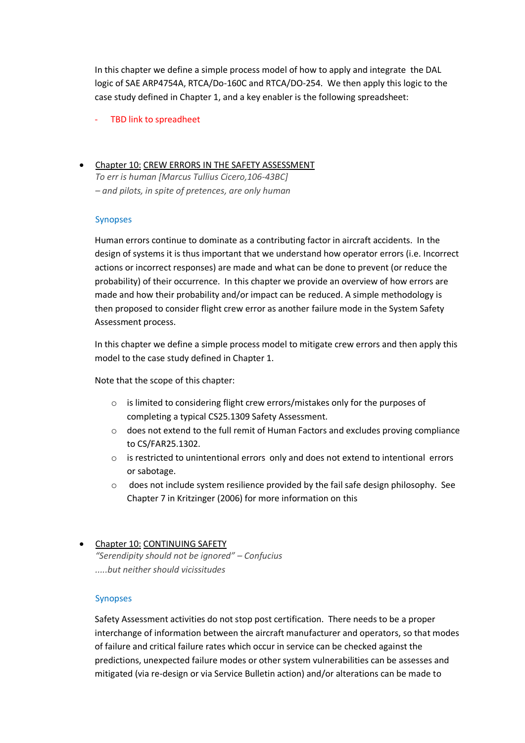In this chapter we define a simple process model of how to apply and integrate the DAL logic of SAE ARP4754A, RTCA/Do-160C and RTCA/DO-254. We then apply this logic to the case study defined in Chapter 1, and a key enabler is the following spreadsheet:

- TBD link to spreadheet

- <u>Chapter 10:</u> <u>CREW ERRORS IN THE SAFETY ASSESSMENT</u>
  *To err is human [Marcus Tullius Cicero,106-43BC]*
  *– and pilots, in spite of pretences, are only human*

  Synopses

  Human errors continue to dominate as a contributing factor in aircraft accidents. In the design of systems it is thus important that we understand how operator errors (i.e. Incorrect actions or incorrect responses) are made and what can be done to prevent (or reduce the probability) of their occurrence. In this chapter we provide an overview of how errors are made and how their probability and/or impact can be reduced. A simple methodology is then proposed to consider flight crew error as another failure mode in the System Safety Assessment process.

  In this chapter we define a simple process model to mitigate crew errors and then apply this model to the case study defined in Chapter 1.

  Note that the scope of this chapter:

  - is limited to considering flight crew errors/mistakes only for the purposes of completing a typical CS25.1309 Safety Assessment.
  - does not extend to the full remit of Human Factors and excludes proving compliance to CS/FAR25.1302.
  - is restricted to unintentional errors only and does not extend to intentional errors or sabotage.
  - does not include system resilience provided by the fail safe design philosophy. See Chapter 7 in Kritzinger (2006) for more information on this

- <u>Chapter 10:</u> <u>CONTINUING SAFETY</u>
  *"Serendipity should not be ignored" – Confucius*
  *.....but neither should vicissitudes*

  Synopses

  Safety Assessment activities do not stop post certification. There needs to be a proper interchange of information between the aircraft manufacturer and operators, so that modes of failure and critical failure rates which occur in service can be checked against the predictions, unexpected failure modes or other system vulnerabilities can be assesses and mitigated (via re-design or via Service Bulletin action) and/or alterations can be made to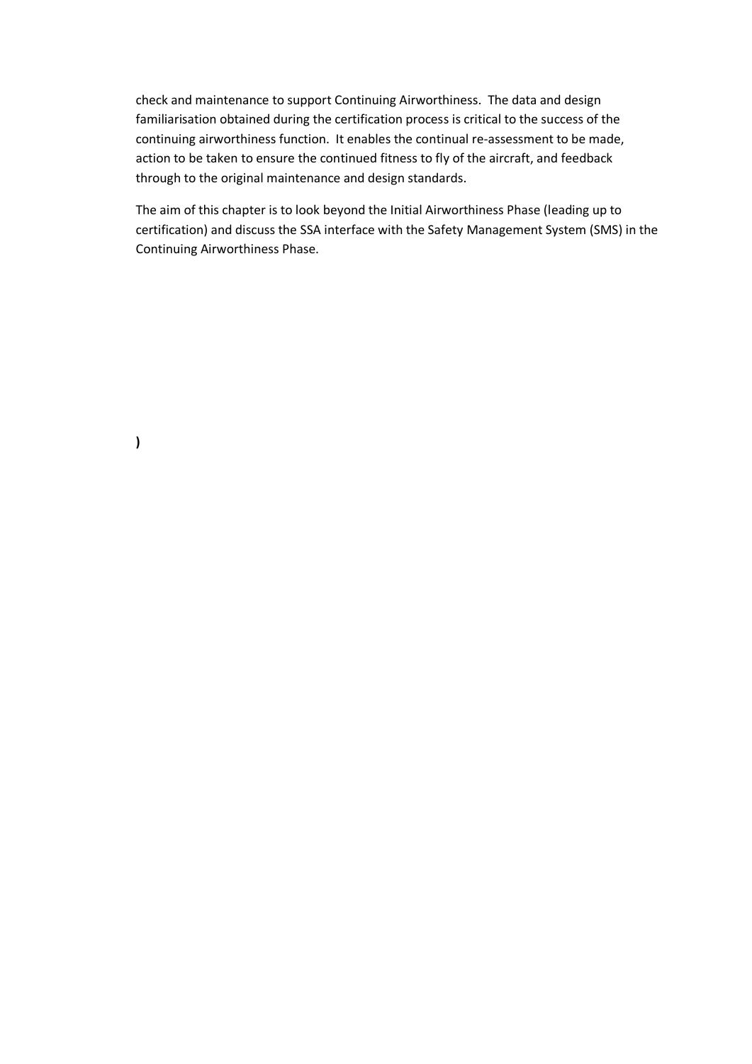check and maintenance to support Continuing Airworthiness. The data and design familiarisation obtained during the certification process is critical to the success of the continuing airworthiness function. It enables the continual re-assessment to be made, action to be taken to ensure the continued fitness to fly of the aircraft, and feedback through to the original maintenance and design standards.

The aim of this chapter is to look beyond the Initial Airworthiness Phase (leading up to certification) and discuss the SSA interface with the Safety Management System (SMS) in the Continuing Airworthiness Phase.

)